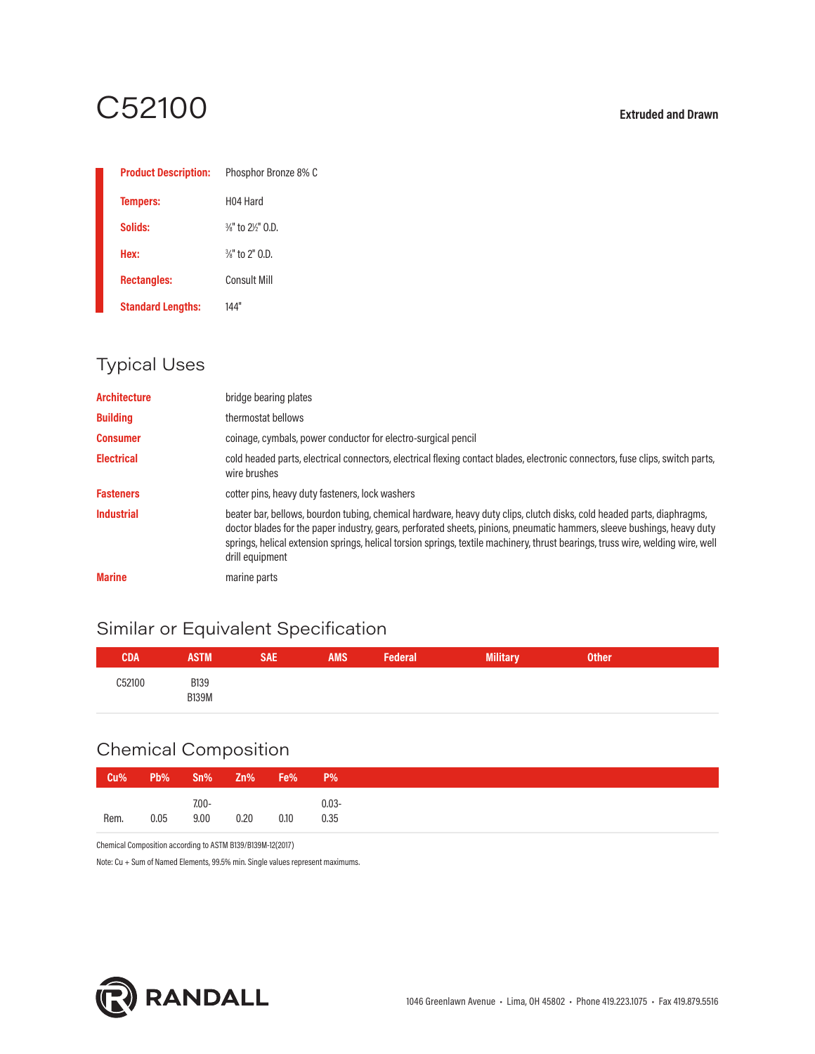# C52100

**Extruded and Drawn**

**Product Description:** Phosphor Bronze 8% C

**Tempers:** H04 Hard

**Solids:** ⅜" to 2½" O.D.

**Hex:** ⅜" to 2" O.D.

**Rectangles:** Consult Mill

**Standard Lengths:** 144"

## Typical Uses

| | |
|---|---|
| **Architecture** | bridge bearing plates |
| **Building** | thermostat bellows |
| **Consumer** | coinage, cymbals, power conductor for electro-surgical pencil |
| **Electrical** | cold headed parts, electrical connectors, electrical flexing contact blades, electronic connectors, fuse clips, switch parts, wire brushes |
| **Fasteners** | cotter pins, heavy duty fasteners, lock washers |
| **Industrial** | beater bar, bellows, bourdon tubing, chemical hardware, heavy duty clips, clutch disks, cold headed parts, diaphragms, doctor blades for the paper industry, gears, perforated sheets, pinions, pneumatic hammers, sleeve bushings, heavy duty springs, helical extension springs, helical torsion springs, textile machinery, thrust bearings, truss wire, welding wire, well drill equipment |
| **Marine** | marine parts |

## Similar or Equivalent Specification

| CDA | ASTM | SAE | AMS | Federal | Military | Other |
|---|---|---|---|---|---|---|
| C52100 | B139<br>B139M | | | | | |

## Chemical Composition

| Cu% | Pb% | Sn% | Zn% | Fe% | P% |
|---|---|---|---|---|---|
| Rem. | 0.05 | 7.00-9.00 | 0.20 | 0.10 | 0.03-0.35 |

Chemical Composition according to ASTM B139/B139M-12(2017)

Note: Cu + Sum of Named Elements, 99.5% min. Single values represent maximums.

RANDALL

1046 Greenlawn Avenue • Lima, OH 45802 • Phone 419.223.1075 • Fax 419.879.5516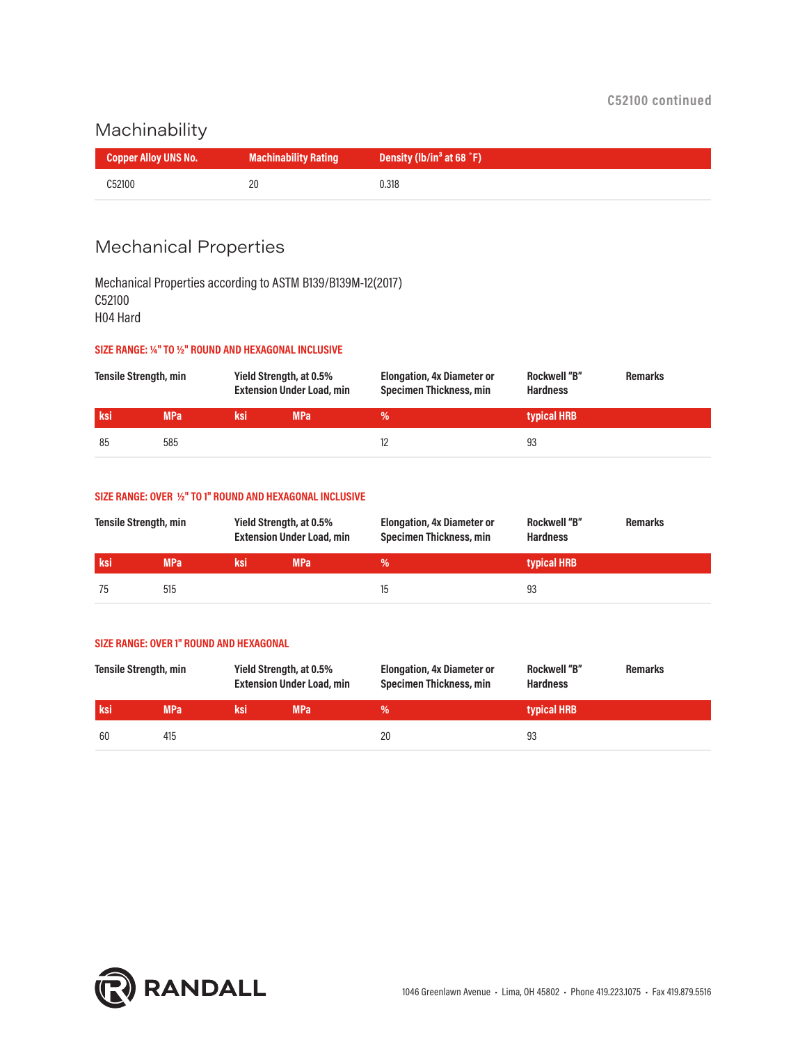## Machinability

| Copper Alloy UNS No. | Machinability Rating | Density (lb/in³ at 68 ˚F) |
|---|---|---|
| C52100 | 20 | 0.318 |

## Mechanical Properties

Mechanical Properties according to ASTM B139/B139M-12(2017)
C52100
H04 Hard

**SIZE RANGE: ¼" TO ½" ROUND AND HEXAGONAL INCLUSIVE**

| Tensile Strength, min | | Yield Strength, at 0.5% Extension Under Load, min | | Elongation, 4x Diameter or Specimen Thickness, min | Rockwell "B" Hardness | Remarks |
|---|---|---|---|---|---|---|
| ksi | MPa | ksi | MPa | % | typical HRB | |
| 85 | 585 | | | 12 | 93 | |

**SIZE RANGE: OVER ½" TO 1" ROUND AND HEXAGONAL INCLUSIVE**

| Tensile Strength, min | | Yield Strength, at 0.5% Extension Under Load, min | | Elongation, 4x Diameter or Specimen Thickness, min | Rockwell "B" Hardness | Remarks |
|---|---|---|---|---|---|---|
| ksi | MPa | ksi | MPa | % | typical HRB | |
| 75 | 515 | | | 15 | 93 | |

**SIZE RANGE: OVER 1" ROUND AND HEXAGONAL**

| Tensile Strength, min | | Yield Strength, at 0.5% Extension Under Load, min | | Elongation, 4x Diameter or Specimen Thickness, min | Rockwell "B" Hardness | Remarks |
|---|---|---|---|---|---|---|
| ksi | MPa | ksi | MPa | % | typical HRB | |
| 60 | 415 | | | 20 | 93 | |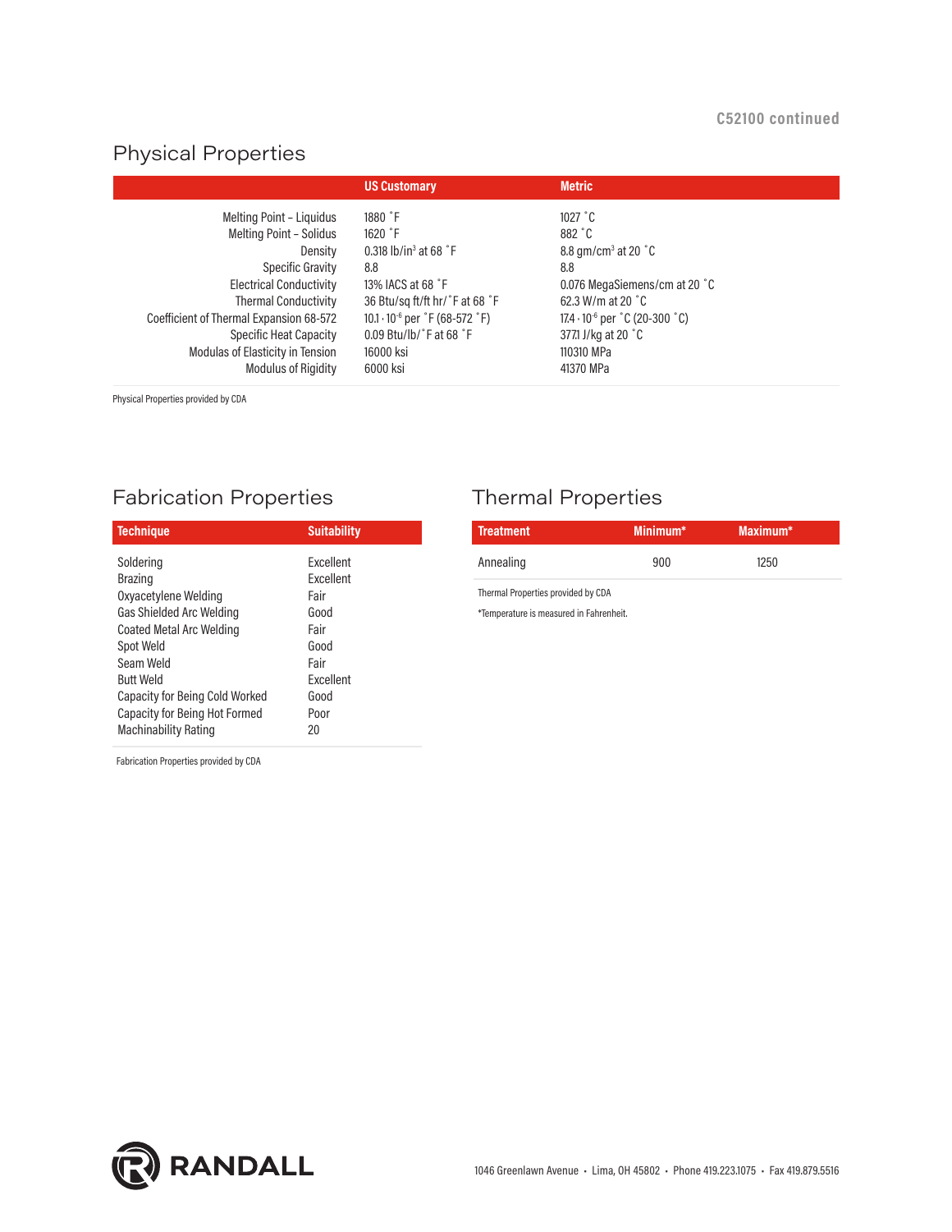C52100 continued

## Physical Properties

| | US Customary | Metric |
|---|---|---|
| Melting Point – Liquidus | 1880 ˚F | 1027 ˚C |
| Melting Point – Solidus | 1620 ˚F | 882 ˚C |
| Density | 0.318 lb/in$^3$ at 68 ˚F | 8.8 gm/cm$^3$ at 20 ˚C |
| Specific Gravity | 8.8 | 8.8 |
| Electrical Conductivity | 13% IACS at 68 ˚F | 0.076 MegaSiemens/cm at 20 ˚C |
| Thermal Conductivity | 36 Btu/sq ft/ft hr/˚F at 68 ˚F | 62.3 W/m at 20 ˚C |
| Coefficient of Thermal Expansion 68-572 | $10.1 \cdot 10^{-6}$ per ˚F (68-572 ˚F) | $17.4 \cdot 10^{-6}$ per ˚C (20-300 ˚C) |
| Specific Heat Capacity | 0.09 Btu/lb/˚F at 68 ˚F | 377.1 J/kg at 20 ˚C |
| Modulas of Elasticity in Tension | 16000 ksi | 110310 MPa |
| Modulus of Rigidity | 6000 ksi | 41370 MPa |

Physical Properties provided by CDA

## Fabrication Properties

| Technique | Suitability |
|---|---|
| Soldering | Excellent |
| Brazing | Excellent |
| Oxyacetylene Welding | Fair |
| Gas Shielded Arc Welding | Good |
| Coated Metal Arc Welding | Fair |
| Spot Weld | Good |
| Seam Weld | Fair |
| Butt Weld | Excellent |
| Capacity for Being Cold Worked | Good |
| Capacity for Being Hot Formed | Poor |
| Machinability Rating | 20 |

Fabrication Properties provided by CDA

## Thermal Properties

| Treatment | Minimum* | Maximum* |
|---|---|---|
| Annealing | 900 | 1250 |

Thermal Properties provided by CDA

*Temperature is measured in Fahrenheit.

RANDALL

1046 Greenlawn Avenue • Lima, OH 45802 • Phone 419.223.1075 • Fax 419.879.5516